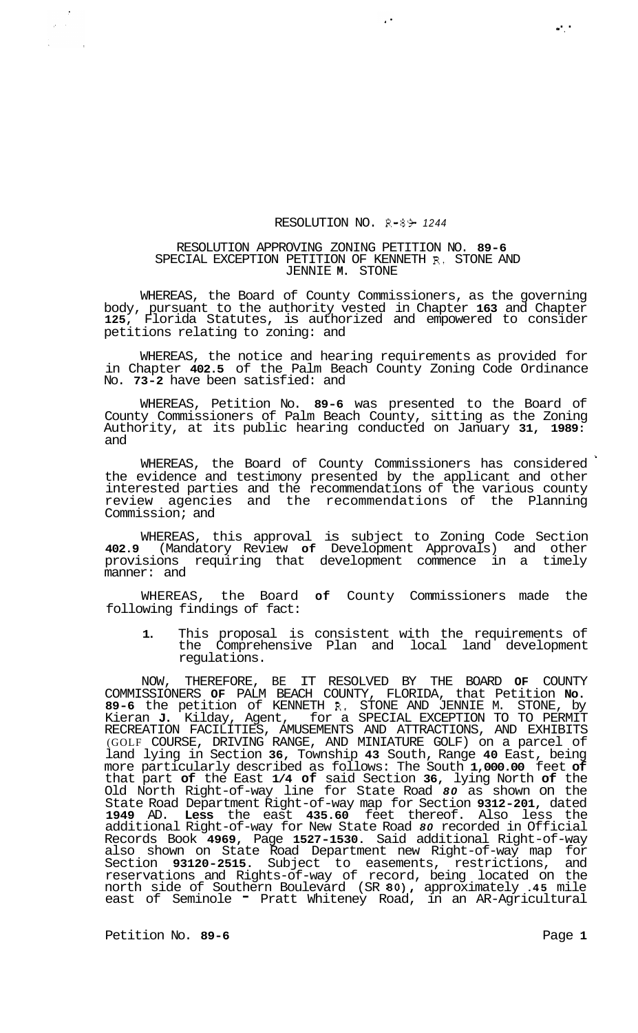RESOLUTION NO. R-89-1244

RESOLUTION APPROVING ZONING PETITION NO. 89-6
SPECIAL EXCEPTION PETITION OF KENNETH R. STONE AND
JENNIE M. STONE

WHEREAS, the Board of County Commissioners, as the governing body, pursuant to the authority vested in Chapter 163 and Chapter 125, Florida Statutes, is authorized and empowered to consider petitions relating to zoning: and

WHEREAS, the notice and hearing requirements as provided for in Chapter 402.5 of the Palm Beach County Zoning Code Ordinance No. 73-2 have been satisfied: and

WHEREAS, Petition No. 89-6 was presented to the Board of County Commissioners of Palm Beach County, sitting as the Zoning Authority, at its public hearing conducted on January 31, 1989: and

WHEREAS, the Board of County Commissioners has considered the evidence and testimony presented by the applicant and other interested parties and the recommendations of the various county review agencies and the recommendations of the Planning Commission; and

WHEREAS, this approval is subject to Zoning Code Section 402.9 (Mandatory Review of Development Approvals) and other provisions requiring that development commence in a timely manner: and

WHEREAS, the Board of County Commissioners made the following findings of fact:

1. This proposal is consistent with the requirements of the Comprehensive Plan and local land development regulations.

NOW, THEREFORE, BE IT RESOLVED BY THE BOARD OF COUNTY COMMISSIONERS OF PALM BEACH COUNTY, FLORIDA, that Petition No. 89-6 the petition of KENNETH R. STONE AND JENNIE M. STONE, by Kieran J. Kilday, Agent, for a SPECIAL EXCEPTION TO TO PERMIT RECREATION FACILITIES, AMUSEMENTS AND ATTRACTIONS, AND EXHIBITS (GOLF COURSE, DRIVING RANGE, AND MINIATURE GOLF) on a parcel of land lying in Section 36, Township 43 South, Range 40 East, being more particularly described as follows: The South 1,000.00 feet of that part of the East 1/4 of said Section 36, lying North of the Old North Right-of-way line for State Road 80 as shown on the State Road Department Right-of-way map for Section 9312-201, dated 1949 AD. Less the east 435.60 feet thereof. Also less the additional Right-of-way for New State Road 80 recorded in Official Records Book 4969, Page 1527-1530. Said additional Right-of-way also shown on State Road Department new Right-of-way map for Section 93120-2515. Subject to easements, restrictions, and reservations and Rights-of-way of record, being located on the north side of Southern Boulevard (SR 80), approximately .45 mile east of Seminole - Pratt Whiteney Road, in an AR-Agricultural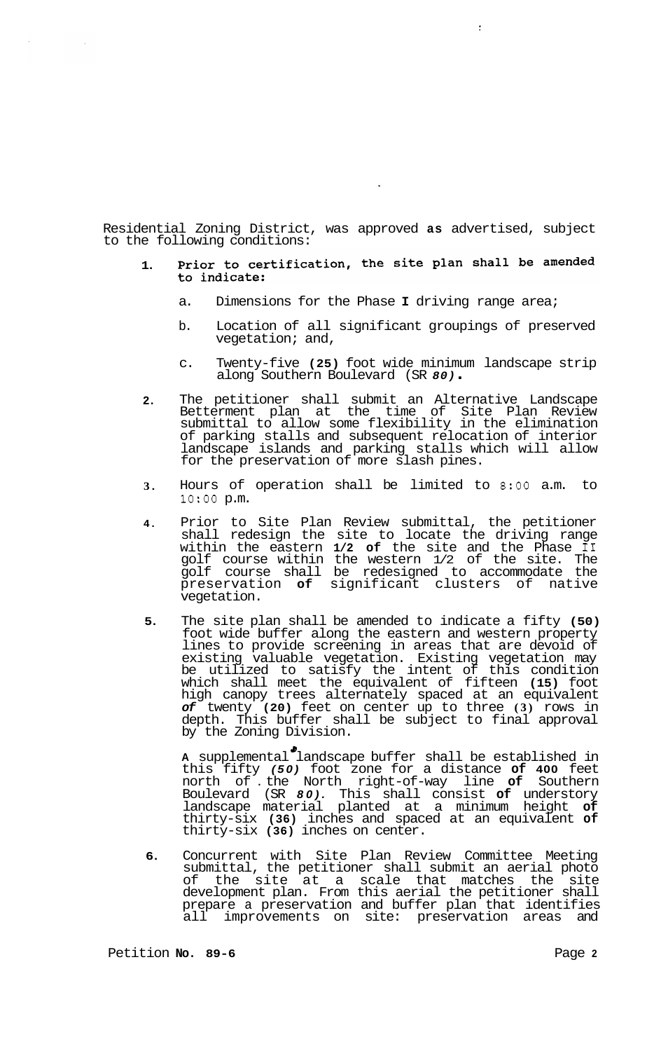Residential Zoning District, was approved as advertised, subject to the following conditions:

1. **Prior to certification, the site plan shall be amended to indicate:**

   a. Dimensions for the Phase I driving range area;

   b. Location of all significant groupings of preserved vegetation; and,

   c. Twenty-five (25) foot wide minimum landscape strip along Southern Boulevard (SR 80).

2. The petitioner shall submit an Alternative Landscape Betterment plan at the time of Site Plan Review submittal to allow some flexibility in the elimination of parking stalls and subsequent relocation of interior landscape islands and parking stalls which will allow for the preservation of more slash pines.

3. Hours of operation shall be limited to 8:00 a.m. to 10:00 p.m.

4. Prior to Site Plan Review submittal, the petitioner shall redesign the site to locate the driving range within the eastern 1/2 of the site and the Phase II golf course within the western 1/2 of the site. The golf course shall be redesigned to accommodate the preservation of significant clusters of native vegetation.

5. The site plan shall be amended to indicate a fifty (50) foot wide buffer along the eastern and western property lines to provide screening in areas that are devoid of existing valuable vegetation. Existing vegetation may be utilized to satisfy the intent of this condition which shall meet the equivalent of fifteen (15) foot high canopy trees alternately spaced at an equivalent of twenty (20) feet on center up to three (3) rows in depth. This buffer shall be subject to final approval by the Zoning Division.

   A supplemental landscape buffer shall be established in this fifty (50) foot zone for a distance of 400 feet north of the North right-of-way line of Southern Boulevard (SR 80). This shall consist of understory landscape material planted at a minimum height of thirty-six (36) inches and spaced at an equivalent of thirty-six (36) inches on center.

6. Concurrent with Site Plan Review Committee Meeting submittal, the petitioner shall submit an aerial photo of the site at a scale that matches the site development plan. From this aerial the petitioner shall prepare a preservation and buffer plan that identifies all improvements on site: preservation areas and

Petition No. 89-6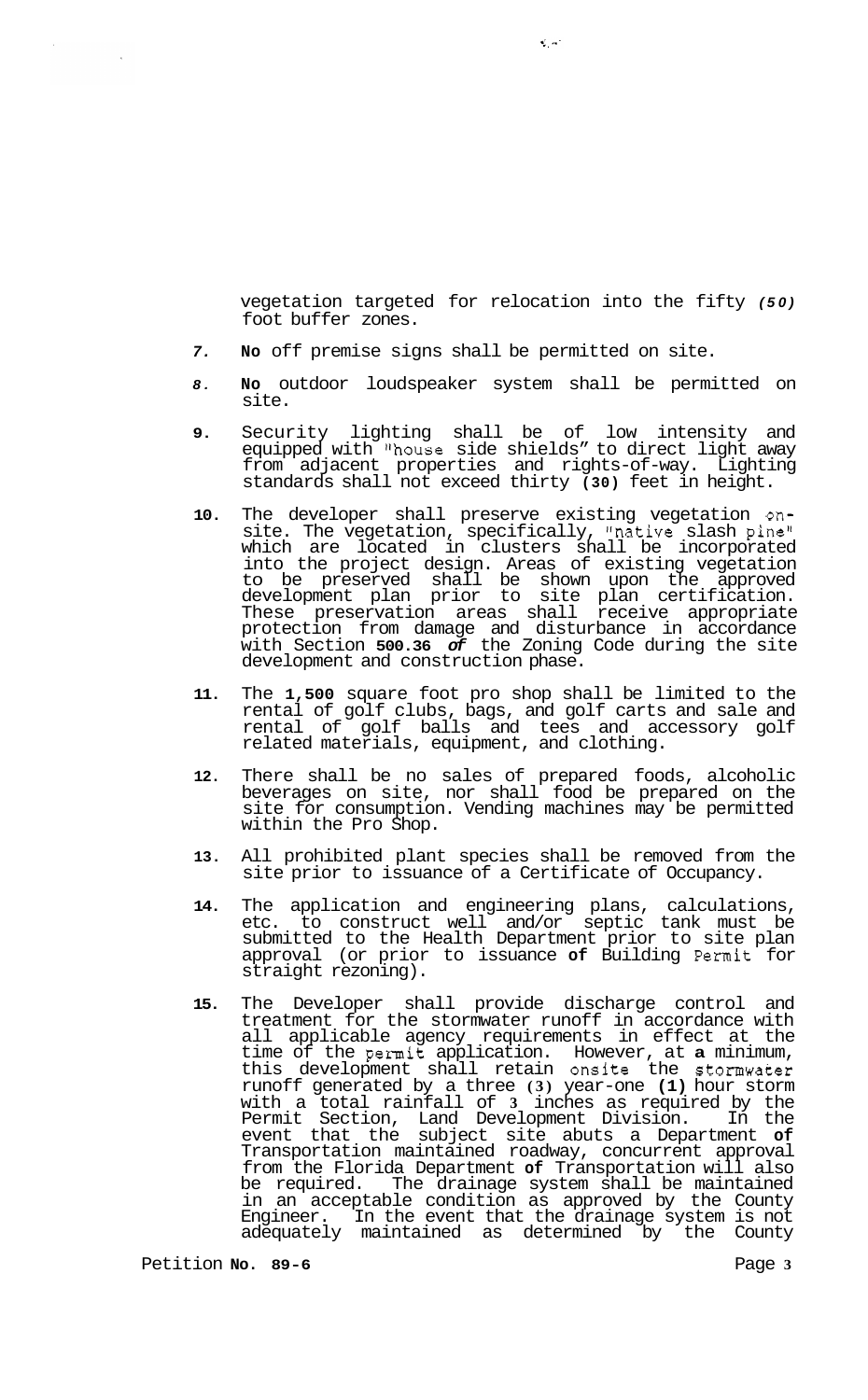vegetation targeted for relocation into the fifty *(50)* foot buffer zones.

7. **No** off premise signs shall be permitted on site.

8. **No** outdoor loudspeaker system shall be permitted on site.

9. Security lighting shall be of low intensity and equipped with "house side shields" to direct light away from adjacent properties and rights-of-way. Lighting standards shall not exceed thirty **(30)** feet in height.

10. The developer shall preserve existing vegetation on-site. The vegetation, specifically, "native slash pine" which are located in clusters shall be incorporated into the project design. Areas of existing vegetation to be preserved shall be shown upon the approved development plan prior to site plan certification. These preservation areas shall receive appropriate protection from damage and disturbance in accordance with Section **500.36** ***of*** the Zoning Code during the site development and construction phase.

11. The **1,500** square foot pro shop shall be limited to the rental of golf clubs, bags, and golf carts and sale and rental of golf balls and tees and accessory golf related materials, equipment, and clothing.

12. There shall be no sales of prepared foods, alcoholic beverages on site, nor shall food be prepared on the site for consumption. Vending machines may be permitted within the Pro Shop.

13. All prohibited plant species shall be removed from the site prior to issuance of a Certificate of Occupancy.

14. The application and engineering plans, calculations, etc. to construct well and/or septic tank must be submitted to the Health Department prior to site plan approval (or prior to issuance **of** Building Permit for straight rezoning).

15. The Developer shall provide discharge control and treatment for the stormwater runoff in accordance with all applicable agency requirements in effect at the time of the permit application. However, at **a** minimum, this development shall retain onsite the stormwater runoff generated by a three **(3)** year-one **(1)** hour storm with a total rainfall of **3** inches as required by the Permit Section, Land Development Division. In the event that the subject site abuts a Department **of** Transportation maintained roadway, concurrent approval from the Florida Department **of** Transportation will also be required. The drainage system shall be maintained in an acceptable condition as approved by the County Engineer. In the event that the drainage system is not adequately maintained as determined by the County

Petition **No. 89-6**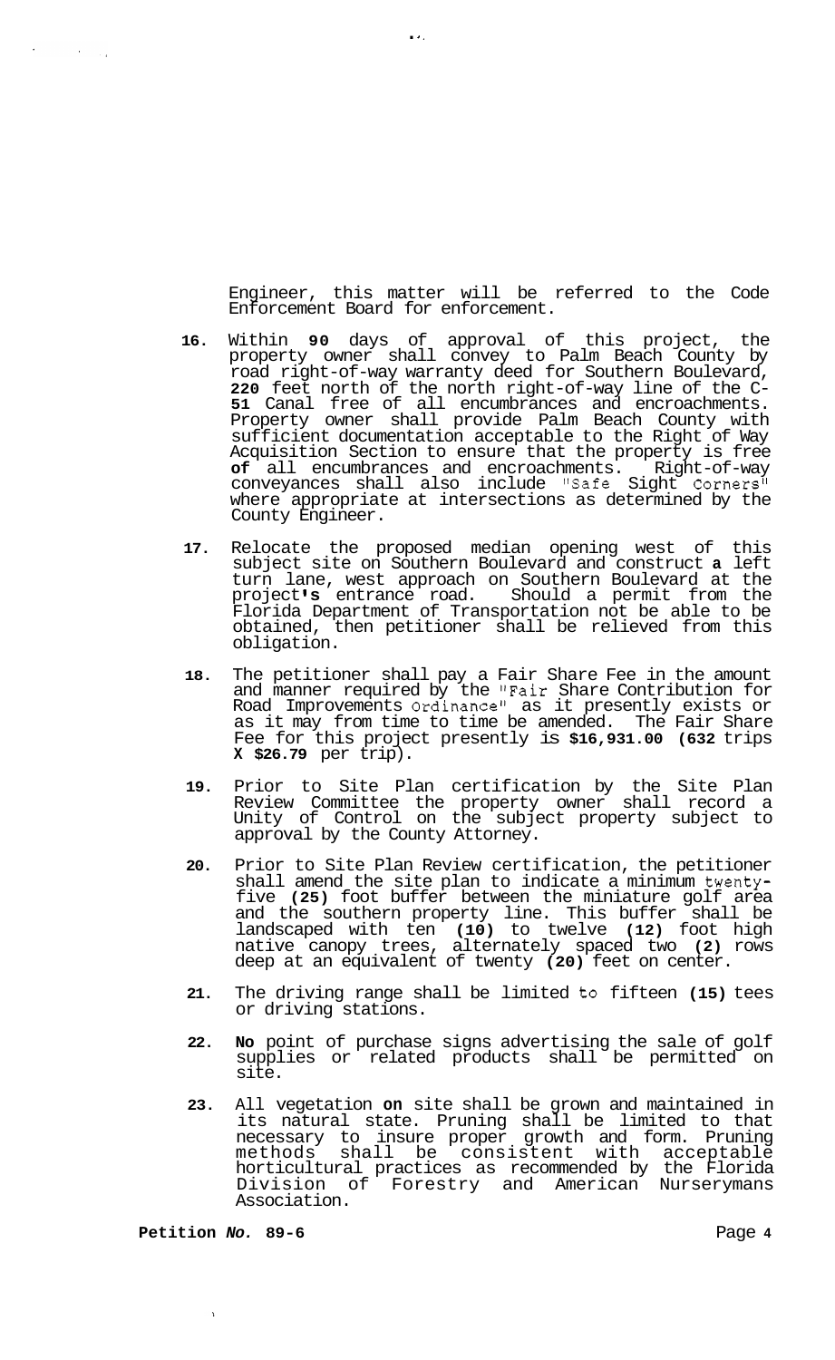Engineer, this matter will be referred to the Code Enforcement Board for enforcement.

16. Within **90** days of approval of this project, the property owner shall convey to Palm Beach County by road right-of-way warranty deed for Southern Boulevard, **220** feet north of the north right-of-way line of the C-**51** Canal free of all encumbrances and encroachments. Property owner shall provide Palm Beach County with sufficient documentation acceptable to the Right of Way Acquisition Section to ensure that the property is free **of** all encumbrances and encroachments. Right-of-way conveyances shall also include "Safe Sight Corners" where appropriate at intersections as determined by the County Engineer.

17. Relocate the proposed median opening west of this subject site on Southern Boulevard and construct **a** left turn lane, west approach on Southern Boulevard at the project**'s** entrance road. Should a permit from the Florida Department of Transportation not be able to be obtained, then petitioner shall be relieved from this obligation.

18. The petitioner shall pay a Fair Share Fee in the amount and manner required by the "Fair Share Contribution for Road Improvements Ordinance" as it presently exists or as it may from time to time be amended. The Fair Share Fee for this project presently is **$16,931.00 (632** trips **X $26.79** per trip).

19. Prior to Site Plan certification by the Site Plan Review Committee the property owner shall record a Unity of Control on the subject property subject to approval by the County Attorney.

20. Prior to Site Plan Review certification, the petitioner shall amend the site plan to indicate a minimum twenty-five **(25)** foot buffer between the miniature golf area and the southern property line. This buffer shall be landscaped with ten **(10)** to twelve **(12)** foot high native canopy trees, alternately spaced two **(2)** rows deep at an equivalent of twenty **(20)** feet on center.

21. The driving range shall be limited to fifteen **(15)** tees or driving stations.

22. **No** point of purchase signs advertising the sale of golf supplies or related products shall be permitted on site.

23. All vegetation **on** site shall be grown and maintained in its natural state. Pruning shall be limited to that necessary to insure proper growth and form. Pruning methods shall be consistent with acceptable horticultural practices as recommended by the Florida Division of Forestry and American Nurserymans Association.

**Petition *No.* 89-6**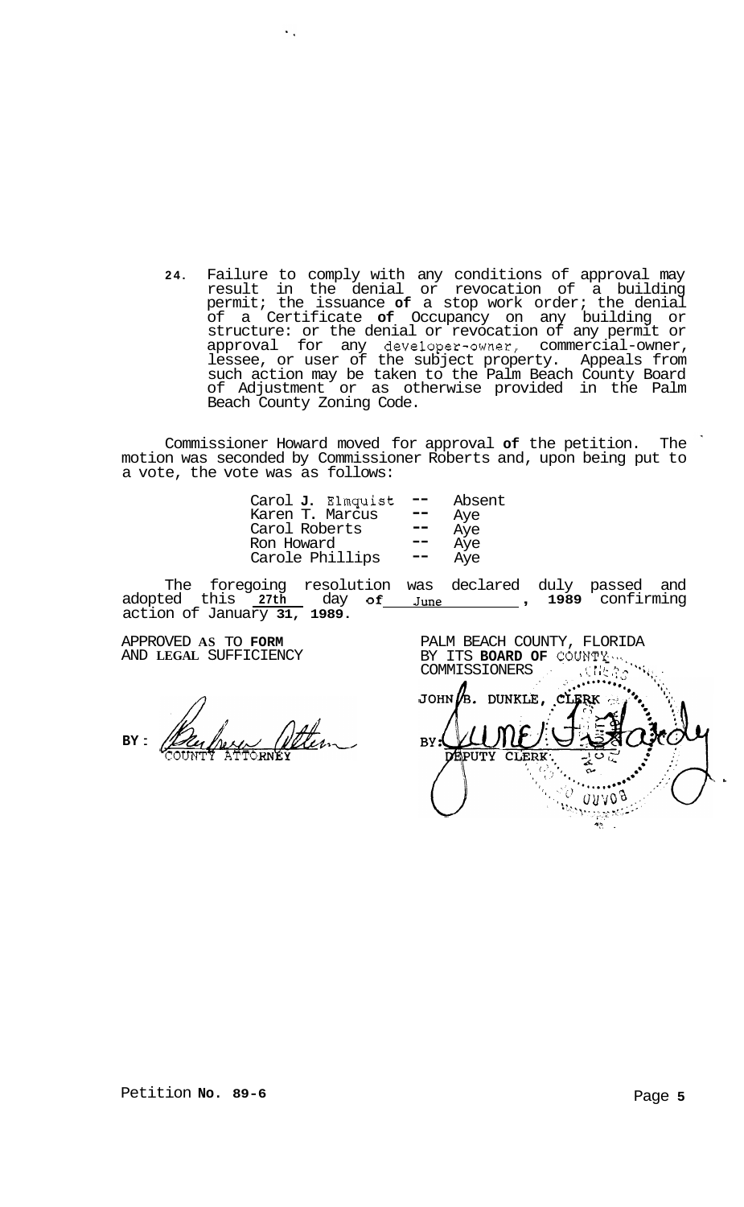24. Failure to comply with any conditions of approval may result in the denial or revocation of a building permit; the issuance of a stop work order; the denial of a Certificate of Occupancy on any building or structure: or the denial or revocation of any permit or approval for any developer-owner, commercial-owner, lessee, or user of the subject property. Appeals from such action may be taken to the Palm Beach County Board of Adjustment or as otherwise provided in the Palm Beach County Zoning Code.

Commissioner Howard moved for approval of the petition. The motion was seconded by Commissioner Roberts and, upon being put to a vote, the vote was as follows:

| | | |
|---|---|---|
| Carol J. Elmquist | -- | Absent |
| Karen T. Marcus | -- | Aye |
| Carol Roberts | -- | Aye |
| Ron Howard | -- | Aye |
| Carole Phillips | -- | Aye |

The foregoing resolution was declared duly passed and adopted this 27th day of June, 1989 confirming action of January 31, 1989.

APPROVED AS TO FORM AND LEGAL SUFFICIENCY

BY: COUNTY ATTORNEY

PALM BEACH COUNTY, FLORIDA BY ITS BOARD OF COUNTY COMMISSIONERS

JOHN B. DUNKLE, CLERK

BY: DEPUTY CLERK

Petition No. 89-6